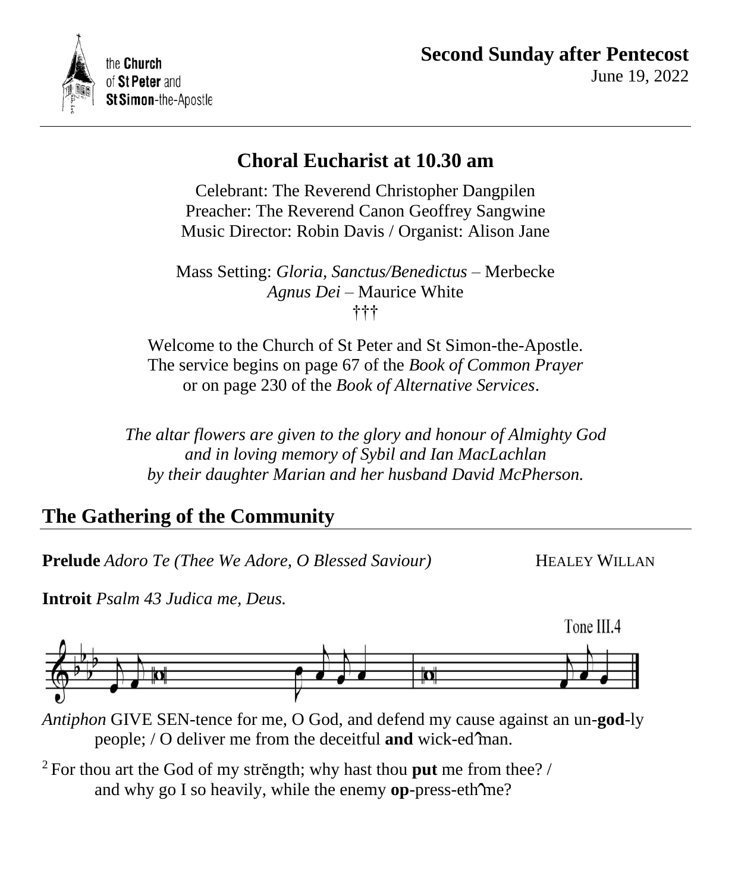the **Church** of **St Peter** and **St Simon**-the-Apostle

**Second Sunday after Pentecost**
June 19, 2022

# Choral Eucharist at 10.30 am

Celebrant: The Reverend Christopher Dangpilen
Preacher: The Reverend Canon Geoffrey Sangwine
Music Director: Robin Davis / Organist: Alison Jane

Mass Setting: *Gloria, Sanctus/Benedictus* – Merbecke
*Agnus Dei* – Maurice White
†††

Welcome to the Church of St Peter and St Simon-the-Apostle.
The service begins on page 67 of the *Book of Common Prayer*
or on page 230 of the *Book of Alternative Services*.

*The altar flowers are given to the glory and honour of Almighty God
and in loving memory of Sybil and Ian MacLachlan
by their daughter Marian and her husband David McPherson.*

## The Gathering of the Community

**Prelude** *Adoro Te (Thee We Adore, O Blessed Saviour)* HEALEY WILLAN

**Introit** *Psalm 43 Judica me, Deus.*

Tone III.4

*Antiphon* GIVE SEN-tence for me, O God, and defend my cause against an un-**god**-ly people; / O deliver me from the deceitful **and** wick-ed͡ man.

[2] For thou art the God of my strĕngth; why hast thou **put** me from thee? / and why go I so heavily, while the enemy **op**-press-eth͡ me?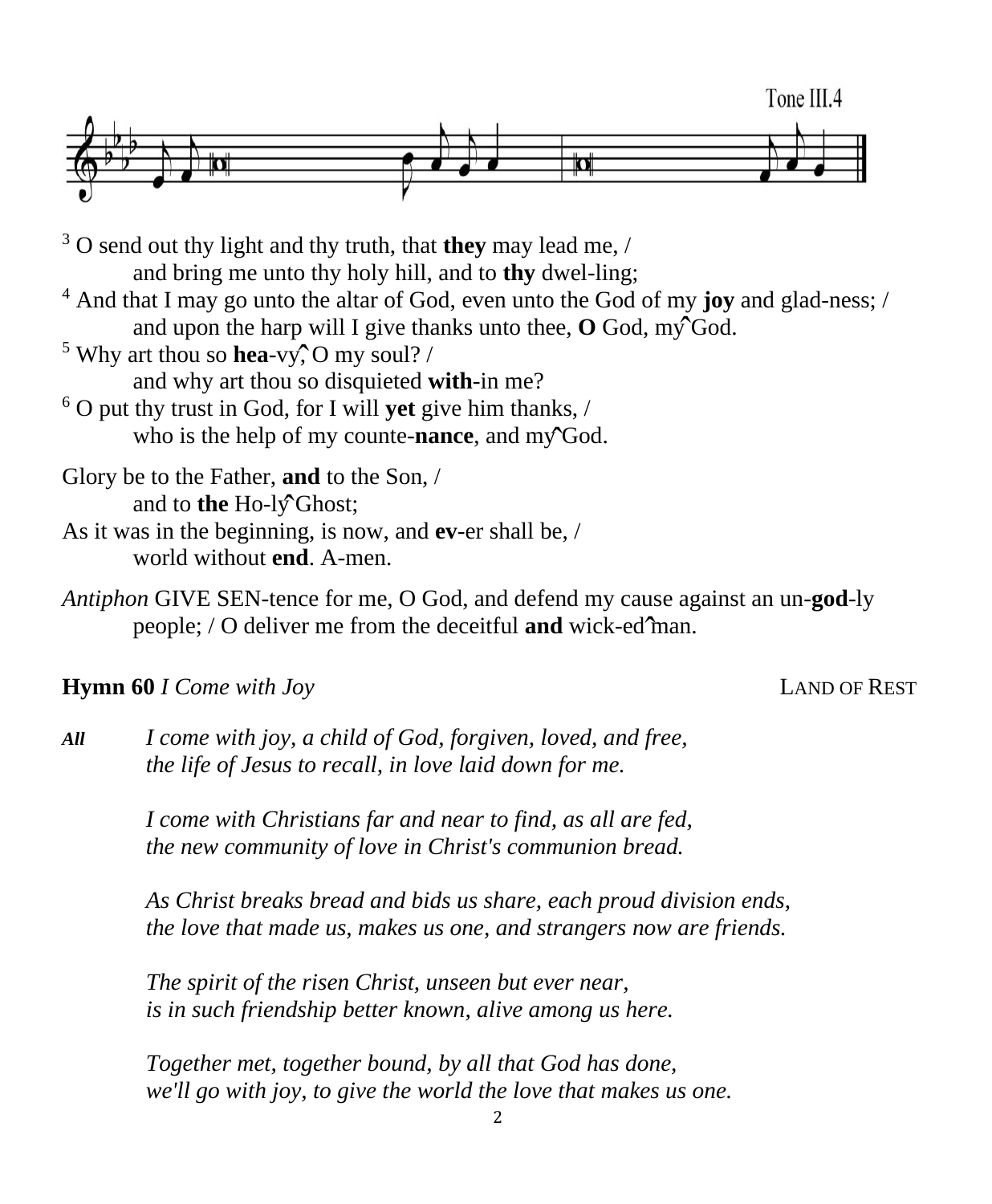Tone III.4

[3] O send out thy light and thy truth, that **they** may lead me, /
  and bring me unto thy holy hill, and to **thy** dwel-ling;
[4] And that I may go unto the altar of God, even unto the God of my **joy** and glad-ness; /
  and upon the harp will I give thanks unto thee, **O** God, my͡ God.
[5] Why art thou so **hea**-vy͡, O my soul? /
  and why art thou so disquieted **with**-in me?
[6] O put thy trust in God, for I will **yet** give him thanks, /
  who is the help of my counte-**nance**, and my͡ God.

Glory be to the Father, **and** to the Son, /
  and to **the** Ho-ly͡ Ghost;
As it was in the beginning, is now, and **ev**-er shall be, /
  world without **end**. A-men.

*Antiphon* GIVE SEN-tence for me, O God, and defend my cause against an un-**god**-ly people; / O deliver me from the deceitful **and** wick-ed͡ man.

**Hymn 60** *I Come with Joy* LAND OF REST

***All*** *I come with joy, a child of God, forgiven, loved, and free,*
*the life of Jesus to recall, in love laid down for me.*

*I come with Christians far and near to find, as all are fed,*
*the new community of love in Christ's communion bread.*

*As Christ breaks bread and bids us share, each proud division ends,*
*the love that made us, makes us one, and strangers now are friends.*

*The spirit of the risen Christ, unseen but ever near,*
*is in such friendship better known, alive among us here.*

*Together met, together bound, by all that God has done,*
*we'll go with joy, to give the world the love that makes us one.*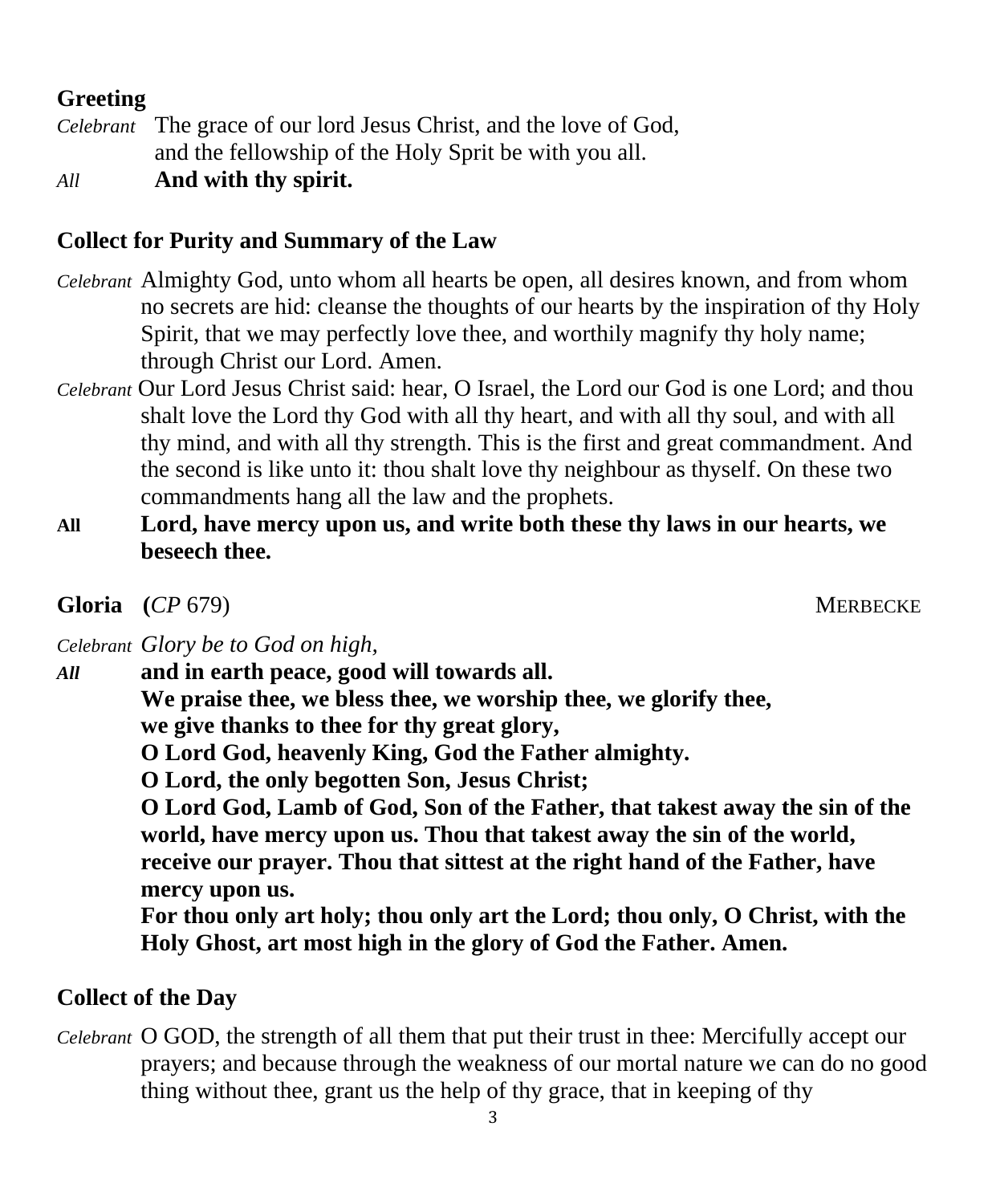## Greeting

*Celebrant* The grace of our lord Jesus Christ, and the love of God, and the fellowship of the Holy Sprit be with you all.

*All* **And with thy spirit.**

## Collect for Purity and Summary of the Law

*Celebrant* Almighty God, unto whom all hearts be open, all desires known, and from whom no secrets are hid: cleanse the thoughts of our hearts by the inspiration of thy Holy Spirit, that we may perfectly love thee, and worthily magnify thy holy name; through Christ our Lord. Amen.

*Celebrant* Our Lord Jesus Christ said: hear, O Israel, the Lord our God is one Lord; and thou shalt love the Lord thy God with all thy heart, and with all thy soul, and with all thy mind, and with all thy strength. This is the first and great commandment. And the second is like unto it: thou shalt love thy neighbour as thyself. On these two commandments hang all the law and the prophets.

**All** **Lord, have mercy upon us, and write both these thy laws in our hearts, we beseech thee.**

## Gloria (*CP* 679) MERBECKE

*Celebrant* *Glory be to God on high,*

***All*** **and in earth peace, good will towards all.**
**We praise thee, we bless thee, we worship thee, we glorify thee,**
**we give thanks to thee for thy great glory,**
**O Lord God, heavenly King, God the Father almighty.**
**O Lord, the only begotten Son, Jesus Christ;**
**O Lord God, Lamb of God, Son of the Father, that takest away the sin of the world, have mercy upon us. Thou that takest away the sin of the world, receive our prayer. Thou that sittest at the right hand of the Father, have mercy upon us.**
**For thou only art holy; thou only art the Lord; thou only, O Christ, with the Holy Ghost, art most high in the glory of God the Father. Amen.**

## Collect of the Day

*Celebrant* O GOD, the strength of all them that put their trust in thee: Mercifully accept our prayers; and because through the weakness of our mortal nature we can do no good thing without thee, grant us the help of thy grace, that in keeping of thy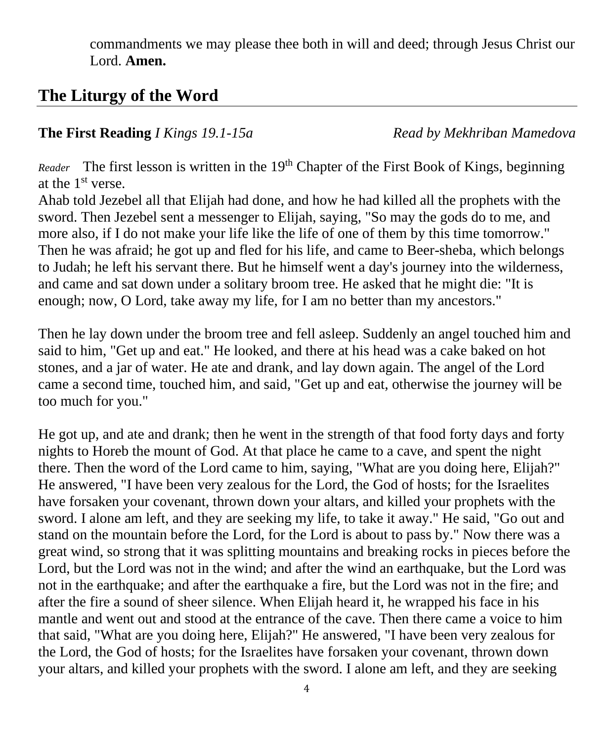commandments we may please thee both in will and deed; through Jesus Christ our Lord. **Amen.**

## The Liturgy of the Word

**The First Reading** *I Kings 19.1-15a* *Read by Mekhriban Mamedova*

*Reader* The first lesson is written in the 19th Chapter of the First Book of Kings, beginning at the 1st verse.

Ahab told Jezebel all that Elijah had done, and how he had killed all the prophets with the sword. Then Jezebel sent a messenger to Elijah, saying, "So may the gods do to me, and more also, if I do not make your life like the life of one of them by this time tomorrow." Then he was afraid; he got up and fled for his life, and came to Beer-sheba, which belongs to Judah; he left his servant there. But he himself went a day's journey into the wilderness, and came and sat down under a solitary broom tree. He asked that he might die: "It is enough; now, O Lord, take away my life, for I am no better than my ancestors."

Then he lay down under the broom tree and fell asleep. Suddenly an angel touched him and said to him, "Get up and eat." He looked, and there at his head was a cake baked on hot stones, and a jar of water. He ate and drank, and lay down again. The angel of the Lord came a second time, touched him, and said, "Get up and eat, otherwise the journey will be too much for you."

He got up, and ate and drank; then he went in the strength of that food forty days and forty nights to Horeb the mount of God. At that place he came to a cave, and spent the night there. Then the word of the Lord came to him, saying, "What are you doing here, Elijah?" He answered, "I have been very zealous for the Lord, the God of hosts; for the Israelites have forsaken your covenant, thrown down your altars, and killed your prophets with the sword. I alone am left, and they are seeking my life, to take it away." He said, "Go out and stand on the mountain before the Lord, for the Lord is about to pass by." Now there was a great wind, so strong that it was splitting mountains and breaking rocks in pieces before the Lord, but the Lord was not in the wind; and after the wind an earthquake, but the Lord was not in the earthquake; and after the earthquake a fire, but the Lord was not in the fire; and after the fire a sound of sheer silence. When Elijah heard it, he wrapped his face in his mantle and went out and stood at the entrance of the cave. Then there came a voice to him that said, "What are you doing here, Elijah?" He answered, "I have been very zealous for the Lord, the God of hosts; for the Israelites have forsaken your covenant, thrown down your altars, and killed your prophets with the sword. I alone am left, and they are seeking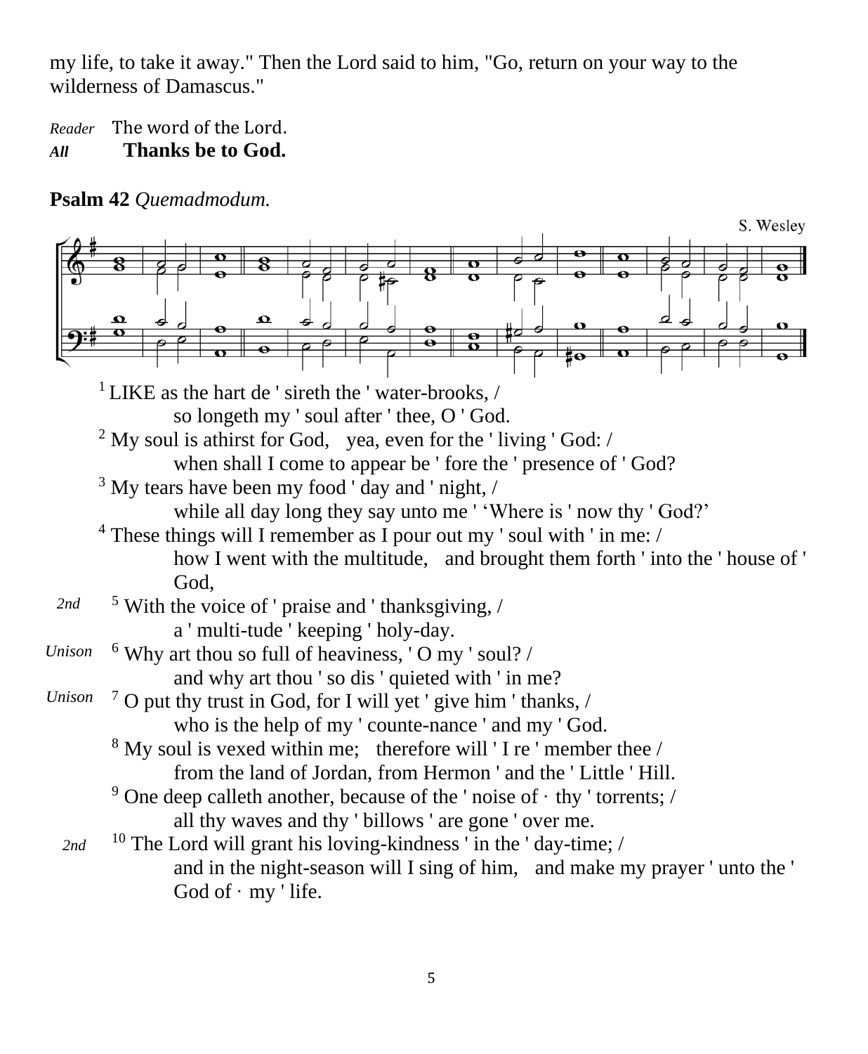my life, to take it away." Then the Lord said to him, "Go, return on your way to the wilderness of Damascus."

*Reader* The word of the Lord.
***All*** **Thanks be to God.**

**Psalm 42** *Quemadmodum.*

S. Wesley

[1] LIKE as the hart de ' sireth the ' water-brooks, /
so longeth my ' soul after ' thee, O ' God.

[2] My soul is athirst for God, yea, even for the ' living ' God: /
when shall I come to appear be ' fore the ' presence of ' God?

[3] My tears have been my food ' day and ' night, /
while all day long they say unto me ' 'Where is ' now thy ' God?'

[4] These things will I remember as I pour out my ' soul with ' in me: /
how I went with the multitude, and brought them forth ' into the ' house of ' God,

*2nd* [5] With the voice of ' praise and ' thanksgiving, /
a ' multi-tude ' keeping ' holy-day.

*Unison* [6] Why art thou so full of heaviness, ' O my ' soul? /
and why art thou ' so dis ' quieted with ' in me?

*Unison* [7] O put thy trust in God, for I will yet ' give him ' thanks, /
who is the help of my ' counte-nance ' and my ' God.

[8] My soul is vexed within me; therefore will ' I re ' member thee /
from the land of Jordan, from Hermon ' and the ' Little ' Hill.

[9] One deep calleth another, because of the ' noise of · thy ' torrents; /
all thy waves and thy ' billows ' are gone ' over me.

*2nd* [10] The Lord will grant his loving-kindness ' in the ' day-time; /
and in the night-season will I sing of him, and make my prayer ' unto the ' God of · my ' life.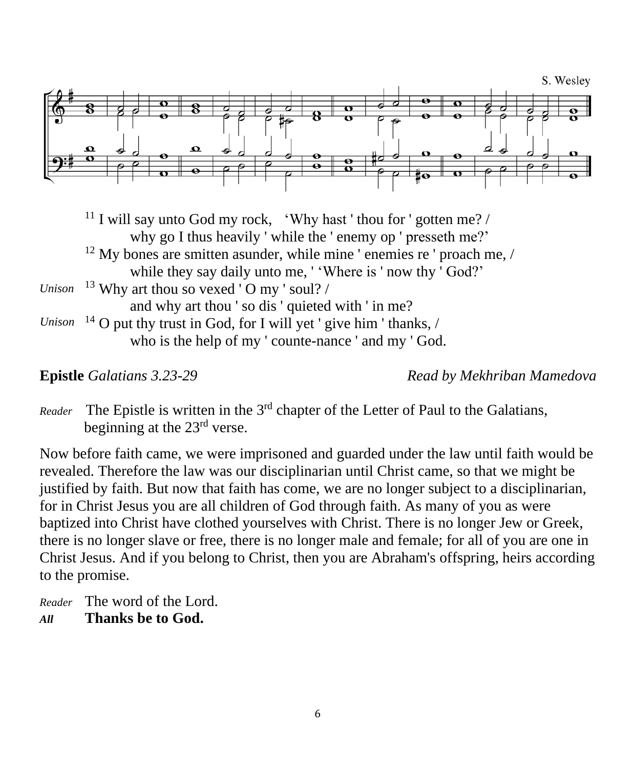S. Wesley

[11] I will say unto God my rock, ‘Why hast ' thou for ' gotten me? /
why go I thus heavily ' while the ' enemy op ' presseth me?’

[12] My bones are smitten asunder, while mine ' enemies re ' proach me, /
while they say daily unto me, ' ‘Where is ' now thy ' God?’

*Unison* [13] Why art thou so vexed ' O my ' soul? /
and why art thou ' so dis ' quieted with ' in me?

*Unison* [14] O put thy trust in God, for I will yet ' give him ' thanks, /
who is the help of my ' counte-nance ' and my ' God.

**Epistle** *Galatians 3.23-29* *Read by Mekhriban Mamedova*

*Reader* The Epistle is written in the 3rd chapter of the Letter of Paul to the Galatians, beginning at the 23rd verse.

Now before faith came, we were imprisoned and guarded under the law until faith would be revealed. Therefore the law was our disciplinarian until Christ came, so that we might be justified by faith. But now that faith has come, we are no longer subject to a disciplinarian, for in Christ Jesus you are all children of God through faith. As many of you as were baptized into Christ have clothed yourselves with Christ. There is no longer Jew or Greek, there is no longer slave or free, there is no longer male and female; for all of you are one in Christ Jesus. And if you belong to Christ, then you are Abraham's offspring, heirs according to the promise.

*Reader* The word of the Lord.
***All*** **Thanks be to God.**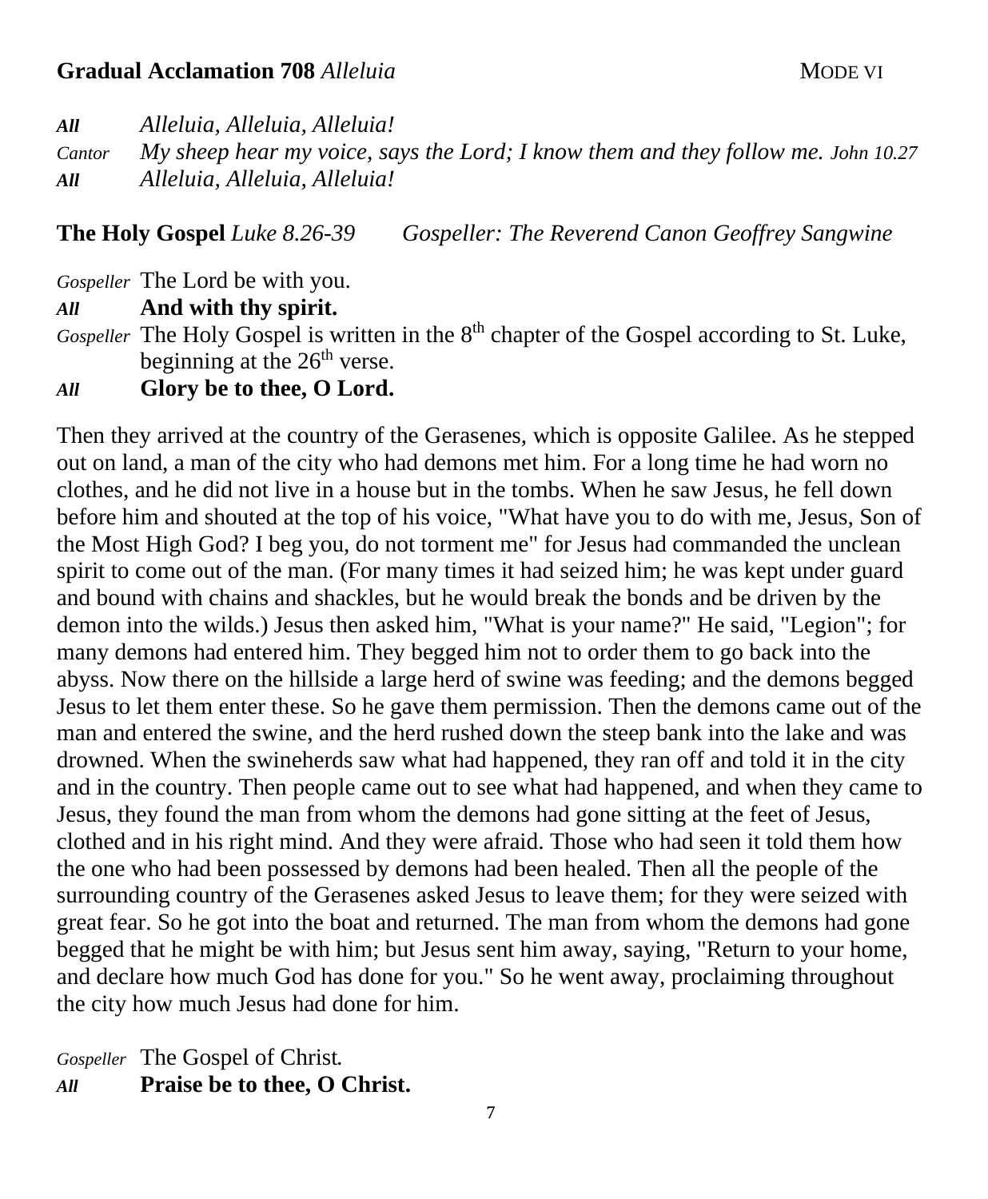**Gradual Acclamation 708** *Alleluia* MODE VI

*All* *Alleluia, Alleluia, Alleluia!*
*Cantor* *My sheep hear my voice, says the Lord; I know them and they follow me.* *John 10.27*
*All* *Alleluia, Alleluia, Alleluia!*

**The Holy Gospel** *Luke 8.26-39* *Gospeller: The Reverend Canon Geoffrey Sangwine*

*Gospeller* The Lord be with you.
*All* **And with thy spirit.**
*Gospeller* The Holy Gospel is written in the 8th chapter of the Gospel according to St. Luke, beginning at the 26th verse.
*All* **Glory be to thee, O Lord.**

Then they arrived at the country of the Gerasenes, which is opposite Galilee. As he stepped out on land, a man of the city who had demons met him. For a long time he had worn no clothes, and he did not live in a house but in the tombs. When he saw Jesus, he fell down before him and shouted at the top of his voice, "What have you to do with me, Jesus, Son of the Most High God? I beg you, do not torment me" for Jesus had commanded the unclean spirit to come out of the man. (For many times it had seized him; he was kept under guard and bound with chains and shackles, but he would break the bonds and be driven by the demon into the wilds.) Jesus then asked him, "What is your name?" He said, "Legion"; for many demons had entered him. They begged him not to order them to go back into the abyss. Now there on the hillside a large herd of swine was feeding; and the demons begged Jesus to let them enter these. So he gave them permission. Then the demons came out of the man and entered the swine, and the herd rushed down the steep bank into the lake and was drowned. When the swineherds saw what had happened, they ran off and told it in the city and in the country. Then people came out to see what had happened, and when they came to Jesus, they found the man from whom the demons had gone sitting at the feet of Jesus, clothed and in his right mind. And they were afraid. Those who had seen it told them how the one who had been possessed by demons had been healed. Then all the people of the surrounding country of the Gerasenes asked Jesus to leave them; for they were seized with great fear. So he got into the boat and returned. The man from whom the demons had gone begged that he might be with him; but Jesus sent him away, saying, "Return to your home, and declare how much God has done for you." So he went away, proclaiming throughout the city how much Jesus had done for him.

*Gospeller* The Gospel of Christ.
*All* **Praise be to thee, O Christ.**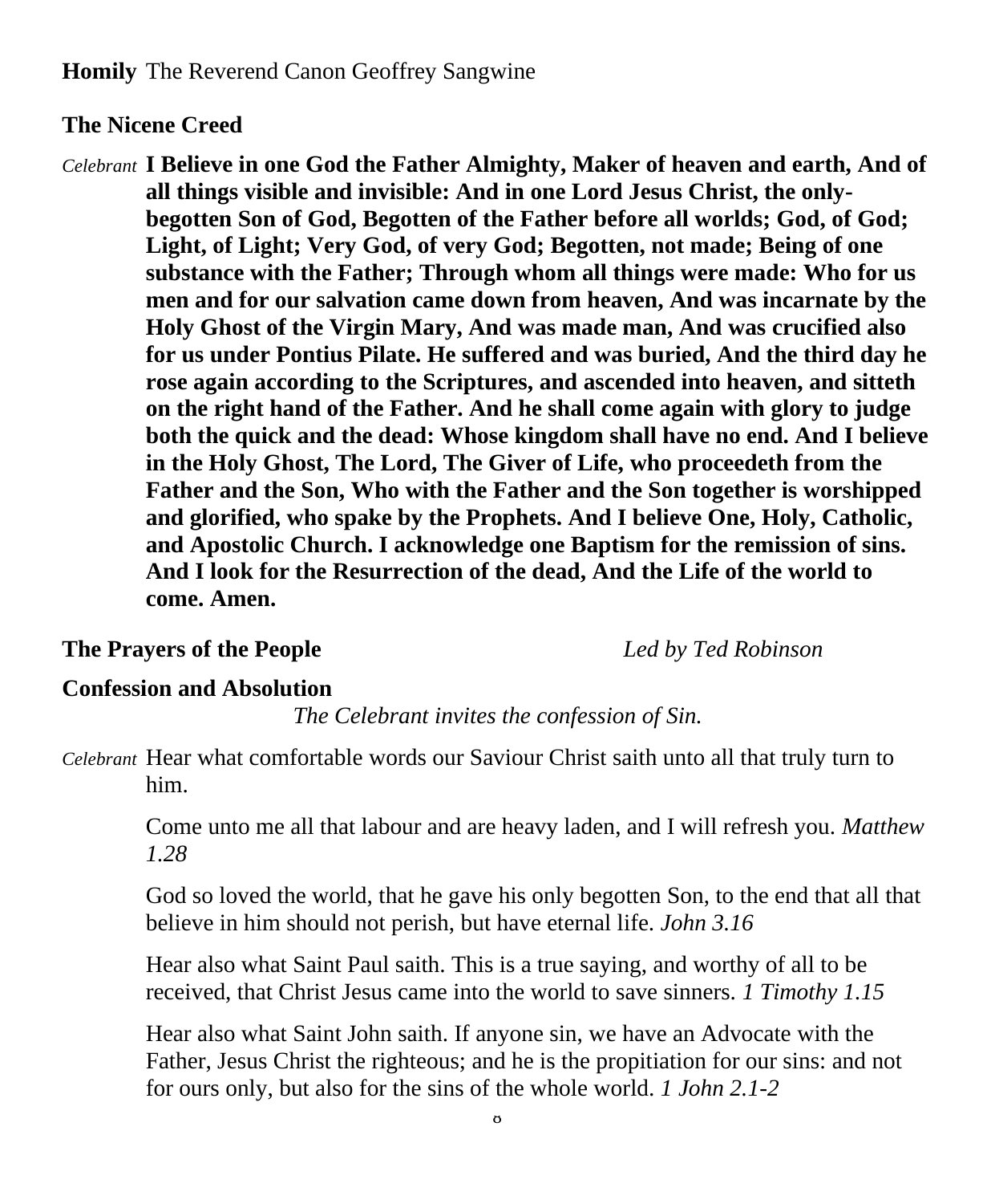**Homily** The Reverend Canon Geoffrey Sangwine

**The Nicene Creed**

*Celebrant* **I Believe in one God the Father Almighty, Maker of heaven and earth, And of all things visible and invisible: And in one Lord Jesus Christ, the only-begotten Son of God, Begotten of the Father before all worlds; God, of God; Light, of Light; Very God, of very God; Begotten, not made; Being of one substance with the Father; Through whom all things were made: Who for us men and for our salvation came down from heaven, And was incarnate by the Holy Ghost of the Virgin Mary, And was made man, And was crucified also for us under Pontius Pilate. He suffered and was buried, And the third day he rose again according to the Scriptures, and ascended into heaven, and sitteth on the right hand of the Father. And he shall come again with glory to judge both the quick and the dead: Whose kingdom shall have no end. And I believe in the Holy Ghost, The Lord, The Giver of Life, who proceedeth from the Father and the Son, Who with the Father and the Son together is worshipped and glorified, who spake by the Prophets. And I believe One, Holy, Catholic, and Apostolic Church. I acknowledge one Baptism for the remission of sins. And I look for the Resurrection of the dead, And the Life of the world to come. Amen.**

**The Prayers of the People** *Led by Ted Robinson*

**Confession and Absolution**

*The Celebrant invites the confession of Sin.*

*Celebrant* Hear what comfortable words our Saviour Christ saith unto all that truly turn to him.

Come unto me all that labour and are heavy laden, and I will refresh you. *Matthew 1.28*

God so loved the world, that he gave his only begotten Son, to the end that all that believe in him should not perish, but have eternal life. *John 3.16*

Hear also what Saint Paul saith. This is a true saying, and worthy of all to be received, that Christ Jesus came into the world to save sinners. *1 Timothy 1.15*

Hear also what Saint John saith. If anyone sin, we have an Advocate with the Father, Jesus Christ the righteous; and he is the propitiation for our sins: and not for ours only, but also for the sins of the whole world. *1 John 2.1-2*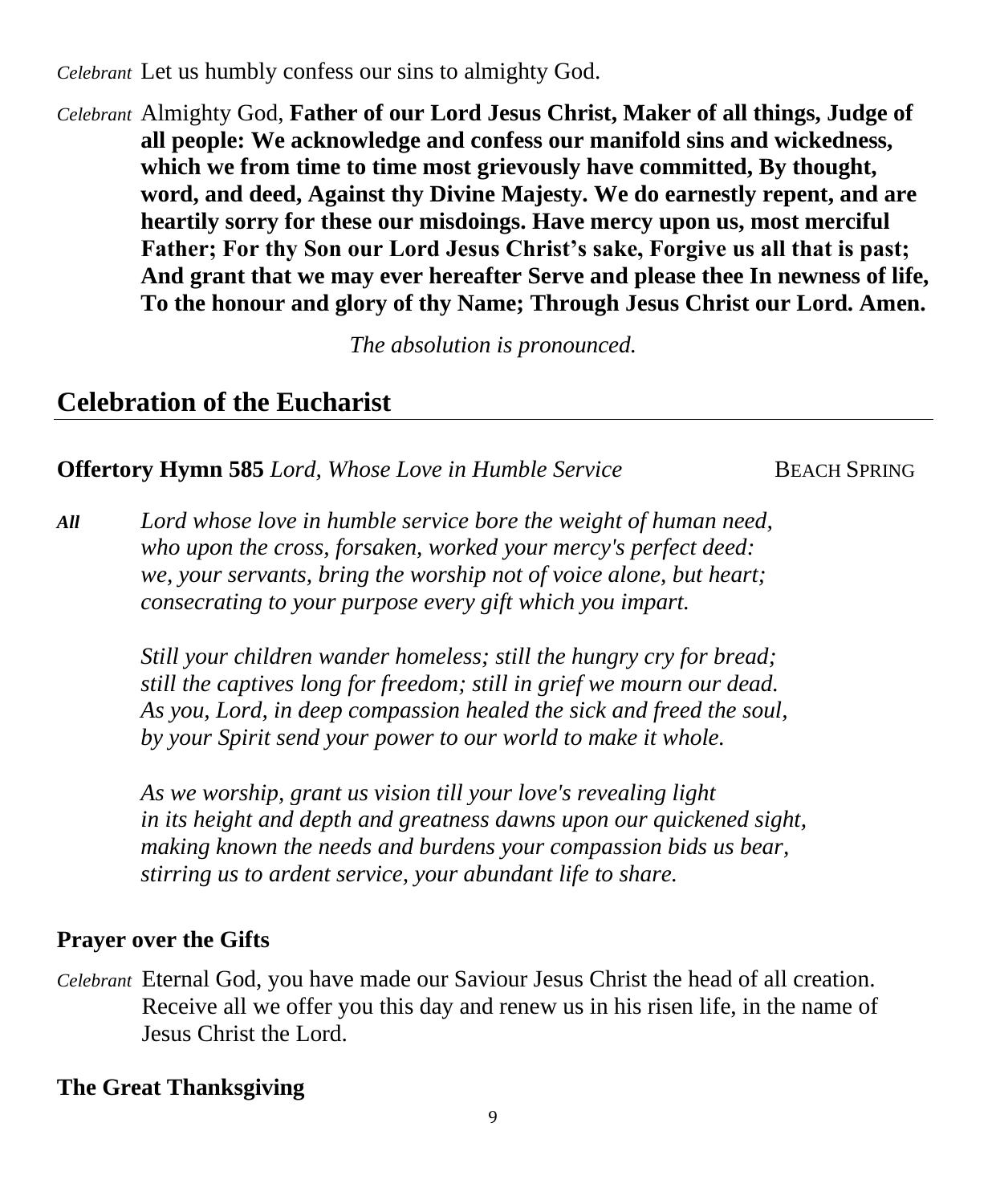*Celebrant* Let us humbly confess our sins to almighty God.

*Celebrant* Almighty God, **Father of our Lord Jesus Christ, Maker of all things, Judge of all people: We acknowledge and confess our manifold sins and wickedness, which we from time to time most grievously have committed, By thought, word, and deed, Against thy Divine Majesty. We do earnestly repent, and are heartily sorry for these our misdoings. Have mercy upon us, most merciful Father; For thy Son our Lord Jesus Christ's sake, Forgive us all that is past; And grant that we may ever hereafter Serve and please thee In newness of life, To the honour and glory of thy Name; Through Jesus Christ our Lord. Amen.**

*The absolution is pronounced.*

## Celebration of the Eucharist

**Offertory Hymn 585** *Lord, Whose Love in Humble Service* BEACH SPRING

***All*** *Lord whose love in humble service bore the weight of human need,*
*who upon the cross, forsaken, worked your mercy's perfect deed:*
*we, your servants, bring the worship not of voice alone, but heart;*
*consecrating to your purpose every gift which you impart.*

*Still your children wander homeless; still the hungry cry for bread;*
*still the captives long for freedom; still in grief we mourn our dead.*
*As you, Lord, in deep compassion healed the sick and freed the soul,*
*by your Spirit send your power to our world to make it whole.*

*As we worship, grant us vision till your love's revealing light*
*in its height and depth and greatness dawns upon our quickened sight,*
*making known the needs and burdens your compassion bids us bear,*
*stirring us to ardent service, your abundant life to share.*

**Prayer over the Gifts**

*Celebrant* Eternal God, you have made our Saviour Jesus Christ the head of all creation. Receive all we offer you this day and renew us in his risen life, in the name of Jesus Christ the Lord.

**The Great Thanksgiving**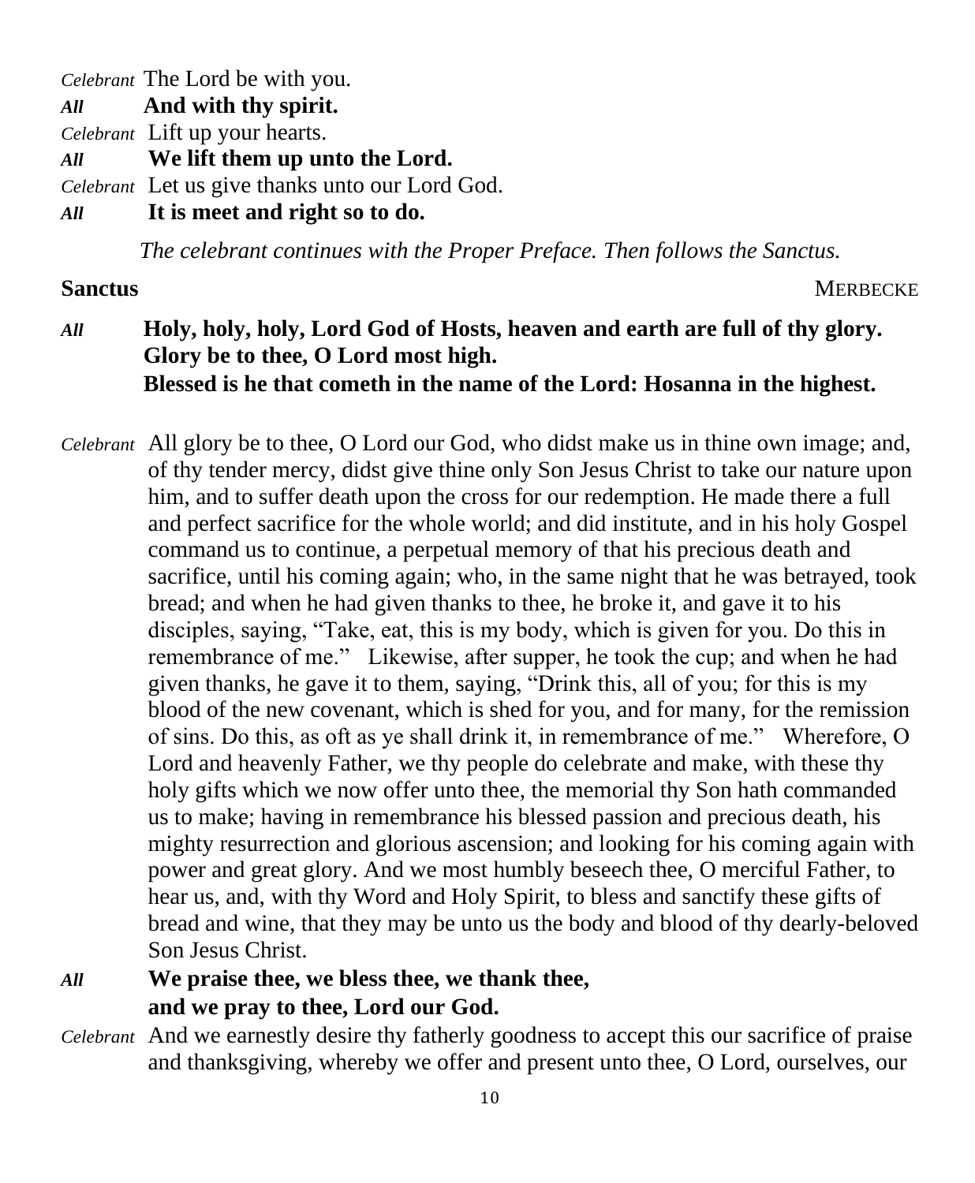*Celebrant* The Lord be with you.
***All*** **And with thy spirit.**
*Celebrant* Lift up your hearts.
***All*** **We lift them up unto the Lord.**
*Celebrant* Let us give thanks unto our Lord God.
***All*** **It is meet and right so to do.**

*The celebrant continues with the Proper Preface. Then follows the Sanctus.*

**Sanctus** MERBECKE

***All*** **Holy, holy, holy, Lord God of Hosts, heaven and earth are full of thy glory. Glory be to thee, O Lord most high.**
**Blessed is he that cometh in the name of the Lord: Hosanna in the highest.**

*Celebrant* All glory be to thee, O Lord our God, who didst make us in thine own image; and, of thy tender mercy, didst give thine only Son Jesus Christ to take our nature upon him, and to suffer death upon the cross for our redemption. He made there a full and perfect sacrifice for the whole world; and did institute, and in his holy Gospel command us to continue, a perpetual memory of that his precious death and sacrifice, until his coming again; who, in the same night that he was betrayed, took bread; and when he had given thanks to thee, he broke it, and gave it to his disciples, saying, "Take, eat, this is my body, which is given for you. Do this in remembrance of me." Likewise, after supper, he took the cup; and when he had given thanks, he gave it to them, saying, "Drink this, all of you; for this is my blood of the new covenant, which is shed for you, and for many, for the remission of sins. Do this, as oft as ye shall drink it, in remembrance of me." Wherefore, O Lord and heavenly Father, we thy people do celebrate and make, with these thy holy gifts which we now offer unto thee, the memorial thy Son hath commanded us to make; having in remembrance his blessed passion and precious death, his mighty resurrection and glorious ascension; and looking for his coming again with power and great glory. And we most humbly beseech thee, O merciful Father, to hear us, and, with thy Word and Holy Spirit, to bless and sanctify these gifts of bread and wine, that they may be unto us the body and blood of thy dearly-beloved Son Jesus Christ.

***All*** **We praise thee, we bless thee, we thank thee,**
**and we pray to thee, Lord our God.**

*Celebrant* And we earnestly desire thy fatherly goodness to accept this our sacrifice of praise and thanksgiving, whereby we offer and present unto thee, O Lord, ourselves, our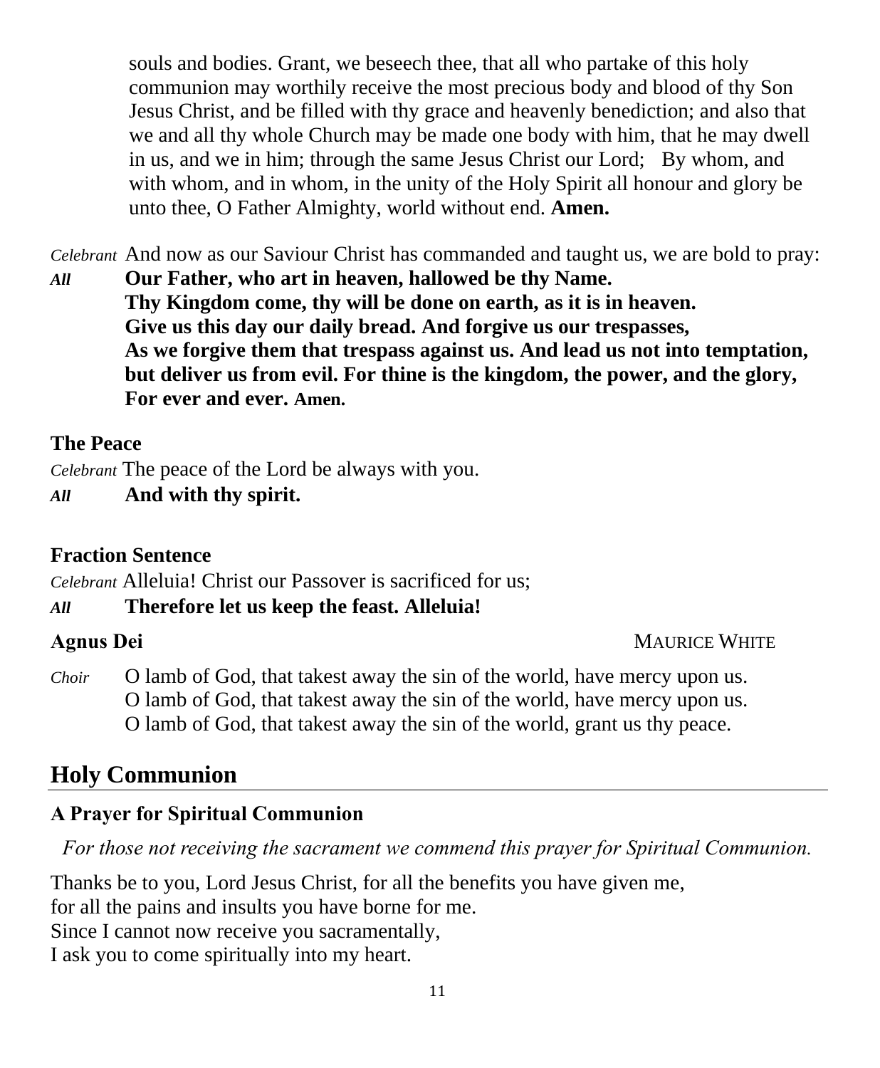souls and bodies. Grant, we beseech thee, that all who partake of this holy communion may worthily receive the most precious body and blood of thy Son Jesus Christ, and be filled with thy grace and heavenly benediction; and also that we and all thy whole Church may be made one body with him, that he may dwell in us, and we in him; through the same Jesus Christ our Lord; By whom, and with whom, and in whom, in the unity of the Holy Spirit all honour and glory be unto thee, O Father Almighty, world without end. **Amen.**

*Celebrant* And now as our Saviour Christ has commanded and taught us, we are bold to pray:

***All*** **Our Father, who art in heaven, hallowed be thy Name.**
**Thy Kingdom come, thy will be done on earth, as it is in heaven.**
**Give us this day our daily bread. And forgive us our trespasses,**
**As we forgive them that trespass against us. And lead us not into temptation, but deliver us from evil. For thine is the kingdom, the power, and the glory, For ever and ever. Amen.**

### The Peace

*Celebrant* The peace of the Lord be always with you.

***All*** **And with thy spirit.**

### Fraction Sentence

*Celebrant* Alleluia! Christ our Passover is sacrificed for us;

***All*** **Therefore let us keep the feast. Alleluia!**

### Agnus Dei

MAURICE WHITE

*Choir* O lamb of God, that takest away the sin of the world, have mercy upon us.
O lamb of God, that takest away the sin of the world, have mercy upon us.
O lamb of God, that takest away the sin of the world, grant us thy peace.

## Holy Communion

### A Prayer for Spiritual Communion

*For those not receiving the sacrament we commend this prayer for Spiritual Communion.*

Thanks be to you, Lord Jesus Christ, for all the benefits you have given me,
for all the pains and insults you have borne for me.
Since I cannot now receive you sacramentally,
I ask you to come spiritually into my heart.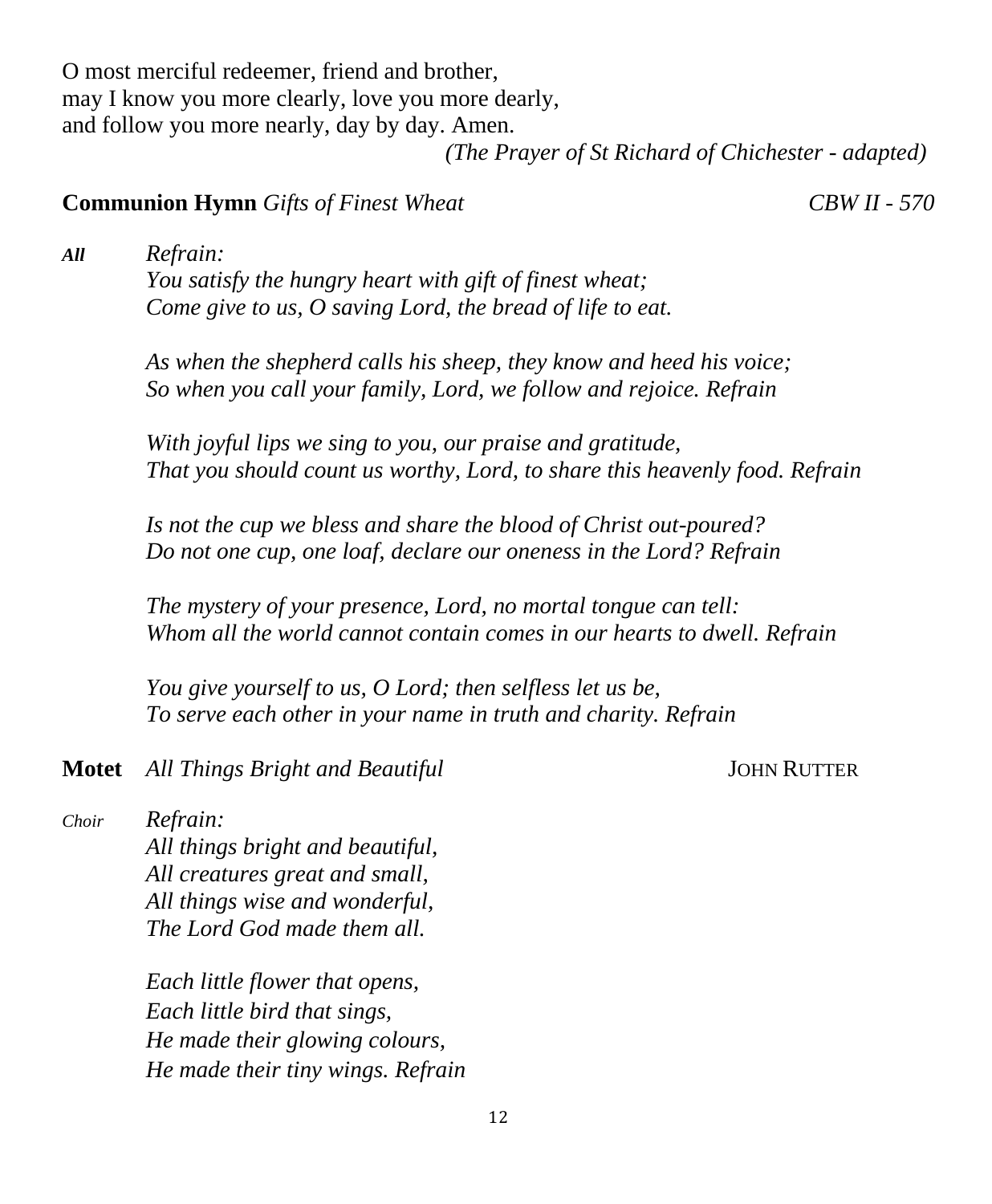O most merciful redeemer, friend and brother,
may I know you more clearly, love you more dearly,
and follow you more nearly, day by day. Amen.

*(The Prayer of St Richard of Chichester - adapted)*

**Communion Hymn** *Gifts of Finest Wheat* *CBW II - 570*

***All*** *Refrain:*
*You satisfy the hungry heart with gift of finest wheat;*
*Come give to us, O saving Lord, the bread of life to eat.*

*As when the shepherd calls his sheep, they know and heed his voice;*
*So when you call your family, Lord, we follow and rejoice. Refrain*

*With joyful lips we sing to you, our praise and gratitude,*
*That you should count us worthy, Lord, to share this heavenly food. Refrain*

*Is not the cup we bless and share the blood of Christ out-poured?*
*Do not one cup, one loaf, declare our oneness in the Lord? Refrain*

*The mystery of your presence, Lord, no mortal tongue can tell:*
*Whom all the world cannot contain comes in our hearts to dwell. Refrain*

*You give yourself to us, O Lord; then selfless let us be,*
*To serve each other in your name in truth and charity. Refrain*

**Motet** *All Things Bright and Beautiful* JOHN RUTTER

*Choir* *Refrain:*
*All things bright and beautiful,*
*All creatures great and small,*
*All things wise and wonderful,*
*The Lord God made them all.*

*Each little flower that opens,*
*Each little bird that sings,*
*He made their glowing colours,*
*He made their tiny wings. Refrain*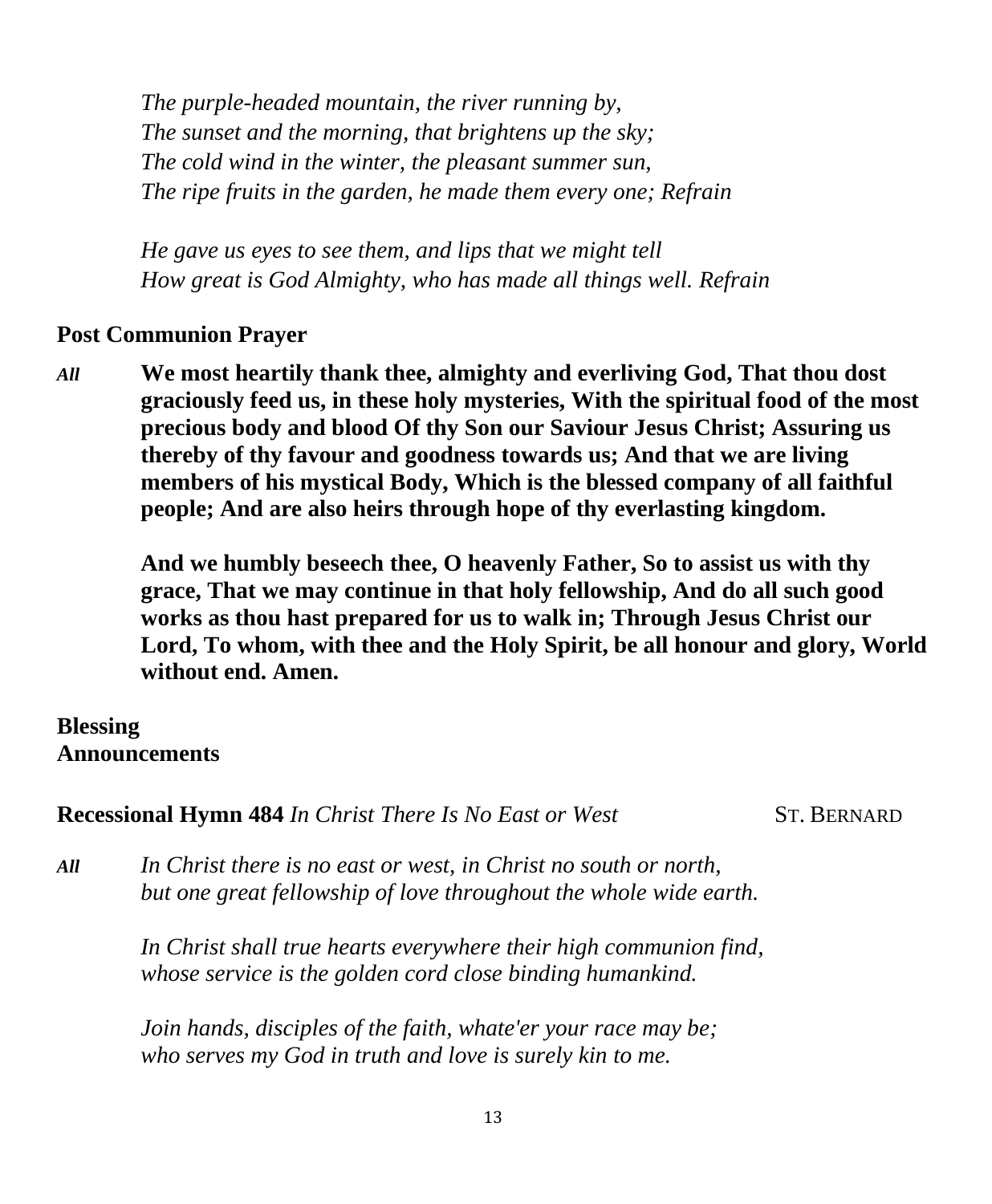*The purple-headed mountain, the river running by,*
*The sunset and the morning, that brightens up the sky;*
*The cold wind in the winter, the pleasant summer sun,*
*The ripe fruits in the garden, he made them every one; Refrain*

*He gave us eyes to see them, and lips that we might tell*
*How great is God Almighty, who has made all things well. Refrain*

**Post Communion Prayer**

*All* **We most heartily thank thee, almighty and everliving God, That thou dost graciously feed us, in these holy mysteries, With the spiritual food of the most precious body and blood Of thy Son our Saviour Jesus Christ; Assuring us thereby of thy favour and goodness towards us; And that we are living members of his mystical Body, Which is the blessed company of all faithful people; And are also heirs through hope of thy everlasting kingdom.**

**And we humbly beseech thee, O heavenly Father, So to assist us with thy grace, That we may continue in that holy fellowship, And do all such good works as thou hast prepared for us to walk in; Through Jesus Christ our Lord, To whom, with thee and the Holy Spirit, be all honour and glory, World without end. Amen.**

**Blessing**
**Announcements**

**Recessional Hymn 484** *In Christ There Is No East or West* ST. BERNARD

*All* *In Christ there is no east or west, in Christ no south or north,*
*but one great fellowship of love throughout the whole wide earth.*

*In Christ shall true hearts everywhere their high communion find,*
*whose service is the golden cord close binding humankind.*

*Join hands, disciples of the faith, whate'er your race may be;*
*who serves my God in truth and love is surely kin to me.*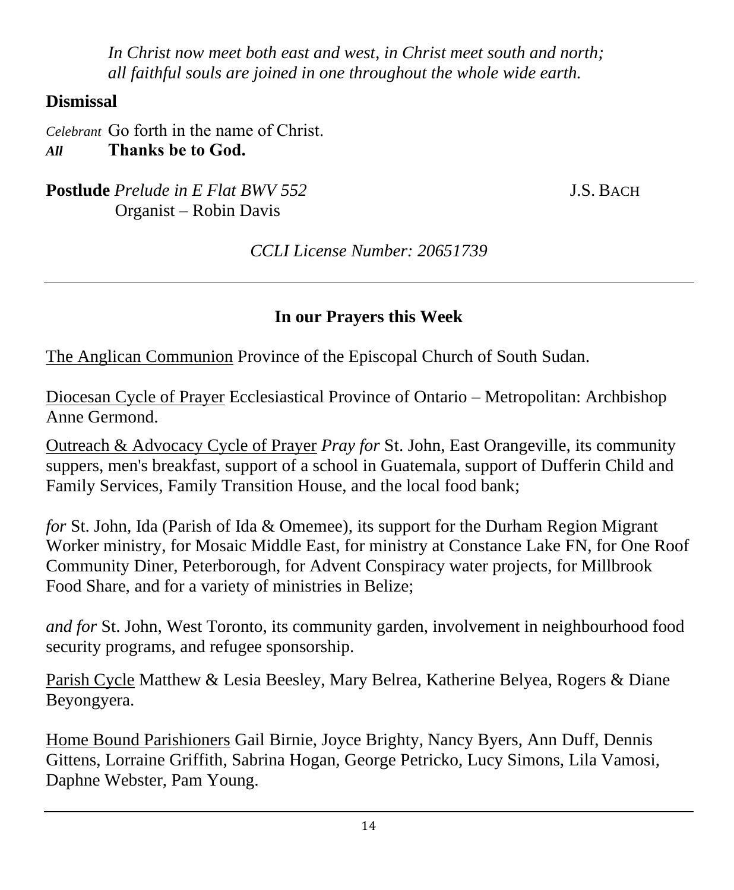*In Christ now meet both east and west, in Christ meet south and north;*
*all faithful souls are joined in one throughout the whole wide earth.*

**Dismissal**

*Celebrant* Go forth in the name of Christ.
***All*** **Thanks be to God.**

**Postlude** *Prelude in E Flat BWV 552* J.S. BACH
Organist – Robin Davis

*CCLI License Number: 20651739*

---

## In our Prayers this Week

The Anglican Communion Province of the Episcopal Church of South Sudan.

Diocesan Cycle of Prayer Ecclesiastical Province of Ontario – Metropolitan: Archbishop Anne Germond.

Outreach & Advocacy Cycle of Prayer *Pray for* St. John, East Orangeville, its community suppers, men's breakfast, support of a school in Guatemala, support of Dufferin Child and Family Services, Family Transition House, and the local food bank;

*for* St. John, Ida (Parish of Ida & Omemee), its support for the Durham Region Migrant Worker ministry, for Mosaic Middle East, for ministry at Constance Lake FN, for One Roof Community Diner, Peterborough, for Advent Conspiracy water projects, for Millbrook Food Share, and for a variety of ministries in Belize;

*and for* St. John, West Toronto, its community garden, involvement in neighbourhood food security programs, and refugee sponsorship.

Parish Cycle Matthew & Lesia Beesley, Mary Belrea, Katherine Belyea, Rogers & Diane Beyongyera.

Home Bound Parishioners Gail Birnie, Joyce Brighty, Nancy Byers, Ann Duff, Dennis Gittens, Lorraine Griffith, Sabrina Hogan, George Petricko, Lucy Simons, Lila Vamosi, Daphne Webster, Pam Young.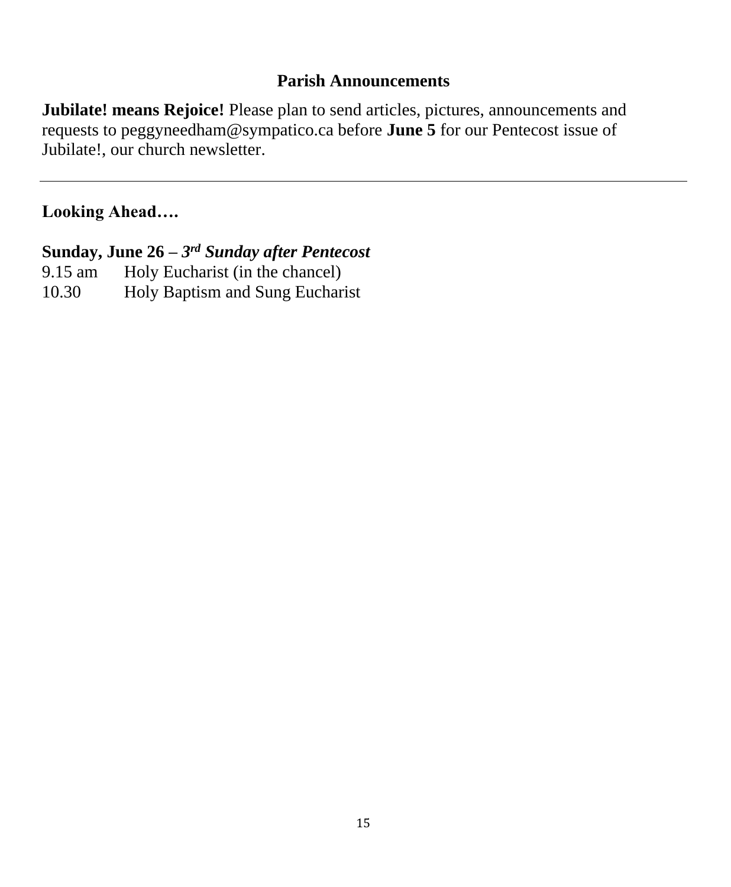## Parish Announcements

**Jubilate! means Rejoice!** Please plan to send articles, pictures, announcements and requests to peggyneedham@sympatico.ca before **June 5** for our Pentecost issue of Jubilate!, our church newsletter.

---

**Looking Ahead….**

**Sunday, June 26 –** ***3rd Sunday after Pentecost***

9.15 am  Holy Eucharist (in the chancel)
10.30  Holy Baptism and Sung Eucharist